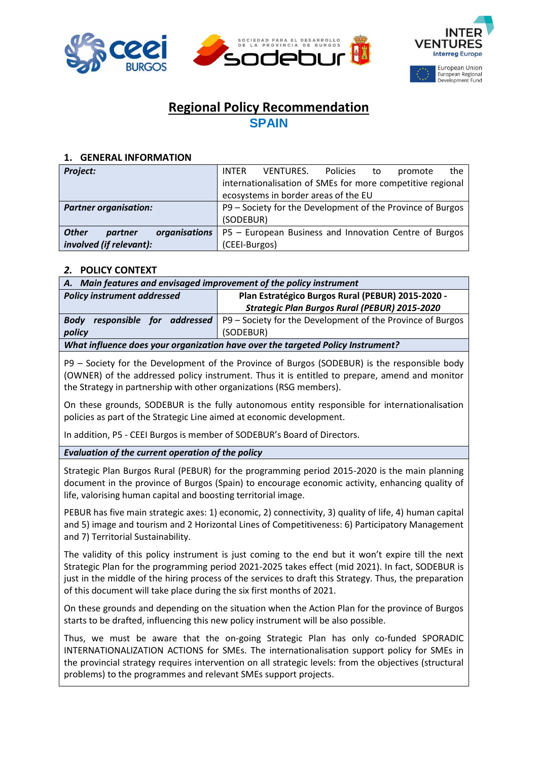# Regional Policy Recommendation

## SPAIN

### 1. GENERAL INFORMATION

| | |
|---|---|
| ***Project:*** | INTER VENTURES. Policies to promote the internationalisation of SMEs for more competitive regional ecosystems in border areas of the EU |
| ***Partner organisation:*** | P9 – Society for the Development of the Province of Burgos (SODEBUR) |
| ***Other partner organisations involved (if relevant):*** | P5 – European Business and Innovation Centre of Burgos (CEEI-Burgos) |

### *2.* POLICY CONTEXT

| ***A. Main features and envisaged improvement of the policy instrument*** | |
|---|---|
| ***Policy instrument addressed*** | **Plan Estratégico Burgos Rural (PEBUR) 2015-2020 - *Strategic Plan Burgos Rural (PEBUR) 2015-2020*** |
| ***Body responsible for addressed policy*** | P9 – Society for the Development of the Province of Burgos (SODEBUR) |

***What influence does your organization have over the targeted Policy Instrument?***

P9 – Society for the Development of the Province of Burgos (SODEBUR) is the responsible body (OWNER) of the addressed policy instrument. Thus it is entitled to prepare, amend and monitor the Strategy in partnership with other organizations (RSG members).

On these grounds, SODEBUR is the fully autonomous entity responsible for internationalisation policies as part of the Strategic Line aimed at economic development.

In addition, P5 - CEEI Burgos is member of SODEBUR's Board of Directors.

***Evaluation of the current operation of the policy***

Strategic Plan Burgos Rural (PEBUR) for the programming period 2015-2020 is the main planning document in the province of Burgos (Spain) to encourage economic activity, enhancing quality of life, valorising human capital and boosting territorial image.

PEBUR has five main strategic axes: 1) economic, 2) connectivity, 3) quality of life, 4) human capital and 5) image and tourism and 2 Horizontal Lines of Competitiveness: 6) Participatory Management and 7) Territorial Sustainability.

The validity of this policy instrument is just coming to the end but it won't expire till the next Strategic Plan for the programming period 2021-2025 takes effect (mid 2021). In fact, SODEBUR is just in the middle of the hiring process of the services to draft this Strategy. Thus, the preparation of this document will take place during the six first months of 2021.

On these grounds and depending on the situation when the Action Plan for the province of Burgos starts to be drafted, influencing this new policy instrument will be also possible.

Thus, we must be aware that the on-going Strategic Plan has only co-funded SPORADIC INTERNATIONALIZATION ACTIONS for SMEs. The internationalisation support policy for SMEs in the provincial strategy requires intervention on all strategic levels: from the objectives (structural problems) to the programmes and relevant SMEs support projects.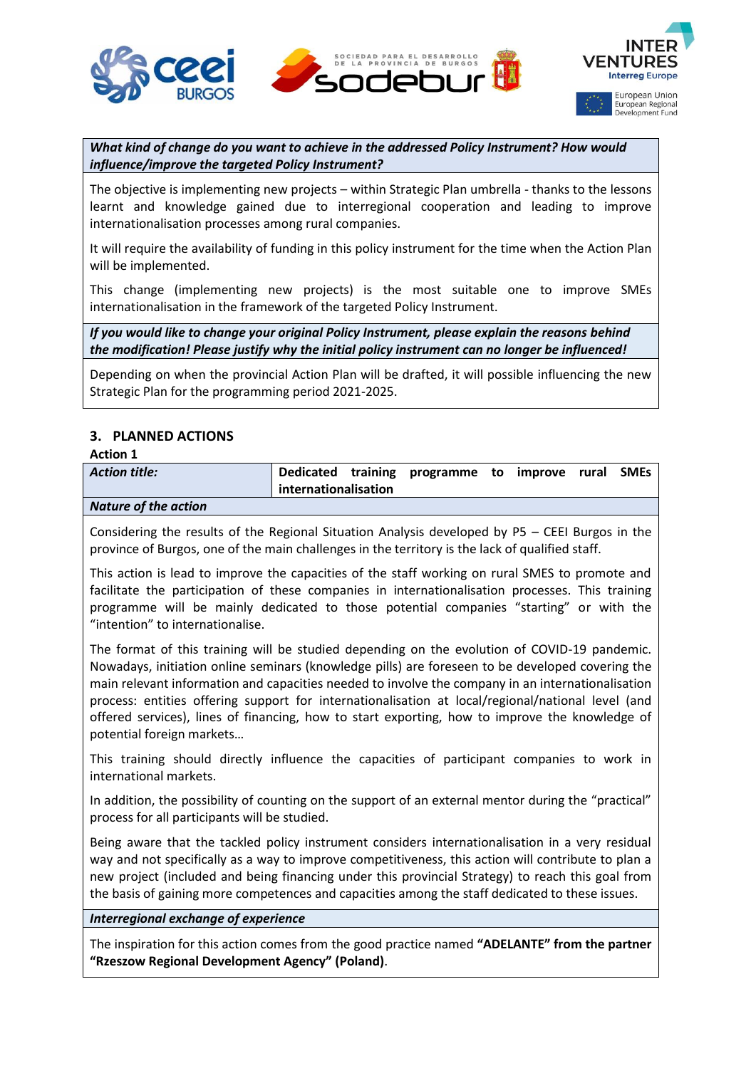***What kind of change do you want to achieve in the addressed Policy Instrument? How would influence/improve the targeted Policy Instrument?***

The objective is implementing new projects – within Strategic Plan umbrella - thanks to the lessons learnt and knowledge gained due to interregional cooperation and leading to improve internationalisation processes among rural companies.

It will require the availability of funding in this policy instrument for the time when the Action Plan will be implemented.

This change (implementing new projects) is the most suitable one to improve SMEs internationalisation in the framework of the targeted Policy Instrument.

***If you would like to change your original Policy Instrument, please explain the reasons behind the modification! Please justify why the initial policy instrument can no longer be influenced!***

Depending on when the provincial Action Plan will be drafted, it will possible influencing the new Strategic Plan for the programming period 2021-2025.

## 3. PLANNED ACTIONS

**Action 1**

| ***Action title:*** | **Dedicated training programme to improve rural SMEs internationalisation** |
|---|---|

***Nature of the action***

Considering the results of the Regional Situation Analysis developed by P5 – CEEI Burgos in the province of Burgos, one of the main challenges in the territory is the lack of qualified staff.

This action is lead to improve the capacities of the staff working on rural SMES to promote and facilitate the participation of these companies in internationalisation processes. This training programme will be mainly dedicated to those potential companies "starting" or with the "intention" to internationalise.

The format of this training will be studied depending on the evolution of COVID-19 pandemic. Nowadays, initiation online seminars (knowledge pills) are foreseen to be developed covering the main relevant information and capacities needed to involve the company in an internationalisation process: entities offering support for internationalisation at local/regional/national level (and offered services), lines of financing, how to start exporting, how to improve the knowledge of potential foreign markets…

This training should directly influence the capacities of participant companies to work in international markets.

In addition, the possibility of counting on the support of an external mentor during the "practical" process for all participants will be studied.

Being aware that the tackled policy instrument considers internationalisation in a very residual way and not specifically as a way to improve competitiveness, this action will contribute to plan a new project (included and being financing under this provincial Strategy) to reach this goal from the basis of gaining more competences and capacities among the staff dedicated to these issues.

***Interregional exchange of experience***

The inspiration for this action comes from the good practice named **"ADELANTE" from the partner "Rzeszow Regional Development Agency" (Poland)**.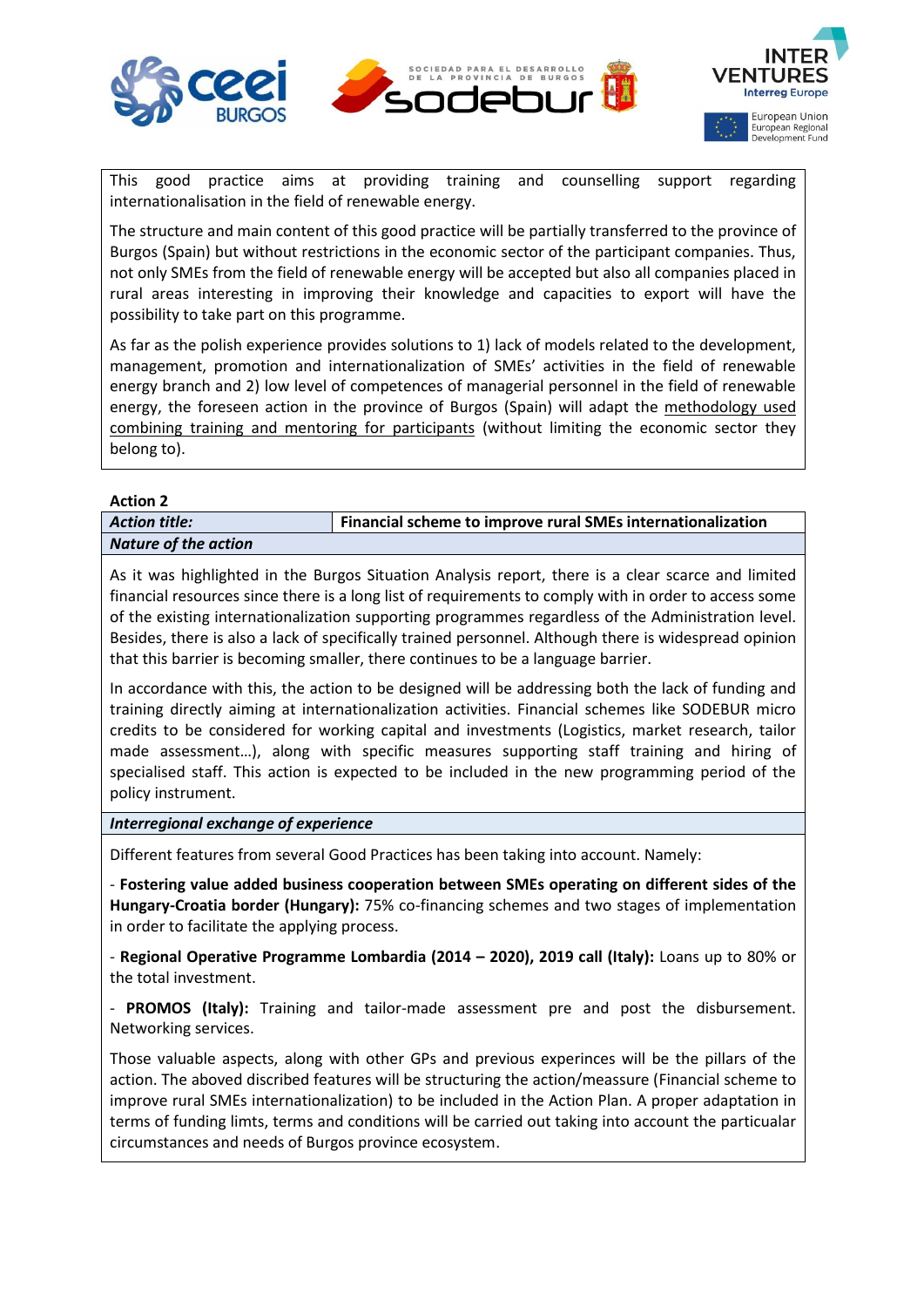This good practice aims at providing training and counselling support regarding internationalisation in the field of renewable energy.

The structure and main content of this good practice will be partially transferred to the province of Burgos (Spain) but without restrictions in the economic sector of the participant companies. Thus, not only SMEs from the field of renewable energy will be accepted but also all companies placed in rural areas interesting in improving their knowledge and capacities to export will have the possibility to take part on this programme.

As far as the polish experience provides solutions to 1) lack of models related to the development, management, promotion and internationalization of SMEs' activities in the field of renewable energy branch and 2) low level of competences of managerial personnel in the field of renewable energy, the foreseen action in the province of Burgos (Spain) will adapt the methodology used combining training and mentoring for participants (without limiting the economic sector they belong to).

**Action 2**

| | |
|---|---|
| ***Action title:*** | **Financial scheme to improve rural SMEs internationalization** |

***Nature of the action***

As it was highlighted in the Burgos Situation Analysis report, there is a clear scarce and limited financial resources since there is a long list of requirements to comply with in order to access some of the existing internationalization supporting programmes regardless of the Administration level. Besides, there is also a lack of specifically trained personnel. Although there is widespread opinion that this barrier is becoming smaller, there continues to be a language barrier.

In accordance with this, the action to be designed will be addressing both the lack of funding and training directly aiming at internationalization activities. Financial schemes like SODEBUR micro credits to be considered for working capital and investments (Logistics, market research, tailor made assessment…), along with specific measures supporting staff training and hiring of specialised staff. This action is expected to be included in the new programming period of the policy instrument.

***Interregional exchange of experience***

Different features from several Good Practices has been taking into account. Namely:

- **Fostering value added business cooperation between SMEs operating on different sides of the Hungary-Croatia border (Hungary):** 75% co-financing schemes and two stages of implementation in order to facilitate the applying process.

- **Regional Operative Programme Lombardia (2014 – 2020), 2019 call (Italy):** Loans up to 80% or the total investment.

- **PROMOS (Italy):** Training and tailor-made assessment pre and post the disbursement. Networking services.

Those valuable aspects, along with other GPs and previous experinces will be the pillars of the action. The aboved discribed features will be structuring the action/meassure (Financial scheme to improve rural SMEs internationalization) to be included in the Action Plan. A proper adaptation in terms of funding limts, terms and conditions will be carried out taking into account the particualar circumstances and needs of Burgos province ecosystem.